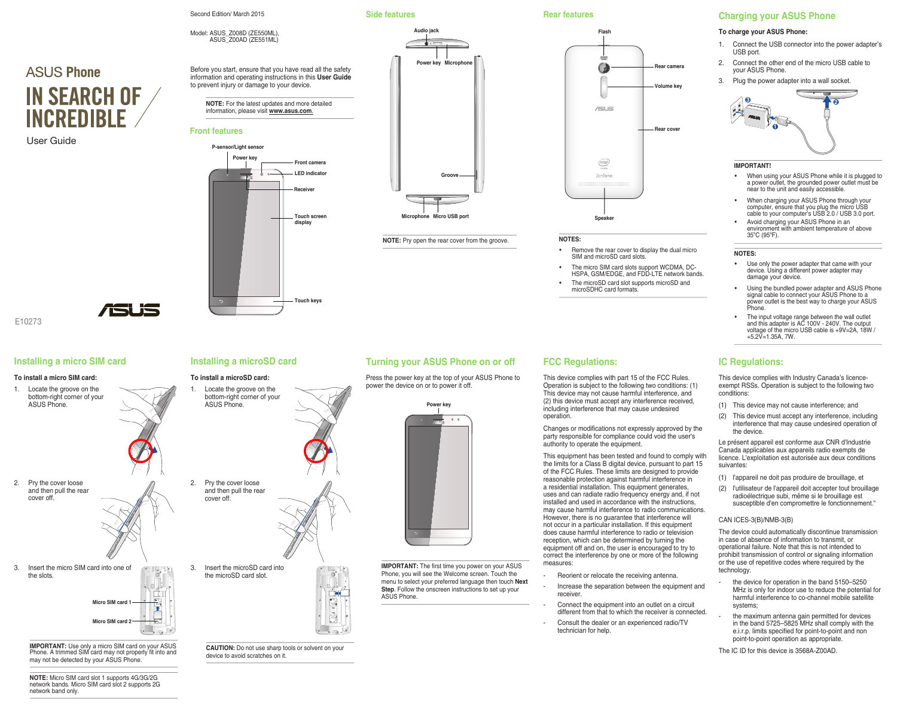# ASUS Phone

# IN SEARCH OF INCREDIBLE

User Guide

E10273

Second Edition/ March 2015

Model: ASUS_Z008D (ZE550ML), ASUS_Z00AD (ZE551ML)

Before you start, ensure that you have read all the safety information and operating instructions in this **User Guide** to prevent injury or damage to your device.

**NOTE:** For the latest updates and more detailed information, please visit **www.asus.com.**

## Front features

P-sensor/Light sensor
Power key
Front camera
LED indicator
Receiver
Touch screen display
Touch keys

## Side features

Audio jack
Power key
Microphone
Groove
Microphone
Micro USB port

**NOTE:** Pry open the rear cover from the groove.

## Rear features

Flash
Rear camera
Volume key
Rear cover
Speaker

**NOTES:**

- Remove the rear cover to display the dual micro SIM and microSD card slots.
- The micro SIM card slots support WCDMA, DC-HSPA, GSM/EDGE, and FDD-LTE network bands.
- The microSD card slot supports microSD and microSDHC card formats.

## Charging your ASUS Phone

**To charge your ASUS Phone:**

1. Connect the USB connector into the power adapter's USB port.
2. Connect the other end of the micro USB cable to your ASUS Phone.
3. Plug the power adapter into a wall socket.

**IMPORTANT!**

- When using your ASUS Phone while it is plugged to a power outlet, the grounded power outlet must be near to the unit and easily accessible.
- When charging your ASUS Phone through your computer, ensure that you plug the micro USB cable to your computer's USB 2.0 / USB 3.0 port.
- Avoid charging your ASUS Phone in an environment with ambient temperature of above 35°C (95°F).

**NOTES:**

- Use only the power adapter that came with your device. Using a different power adapter may damage your device.
- Using the bundled power adapter and ASUS Phone signal cable to connect your ASUS Phone to a power outlet is the best way to charge your ASUS Phone.
- The input voltage range between the wall outlet and this adapter is AC 100V - 240V. The output voltage of the micro USB cable is +9V=2A, 18W / +5.2V=1.35A, 7W.

## Installing a micro SIM card

**To install a micro SIM card:**

1. Locate the groove on the bottom-right corner of your ASUS Phone.
2. Pry the cover loose and then pull the rear cover off.
3. Insert the micro SIM card into one of the slots.

Micro SIM card 1
Micro SIM card 2

**IMPORTANT:** Use only a micro SIM card on your ASUS Phone. A trimmed SIM card may not properly fit into and may not be detected by your ASUS Phone.

**NOTE:** Micro SIM card slot 1 supports 4G/3G/2G network bands. Micro SIM card slot 2 supports 2G network band only.

## Installing a microSD card

**To install a microSD card:**

1. Locate the groove on the bottom-right corner of your ASUS Phone.
2. Pry the cover loose and then pull the rear cover off.
3. Insert the microSD card into the microSD card slot.

**CAUTION:** Do not use sharp tools or solvent on your device to avoid scratches on it.

## Turning your ASUS Phone on or off

Press the power key at the top of your ASUS Phone to power the device on or to power it off.

Power key

**IMPORTANT:** The first time you power on your ASUS Phone, you will see the Welcome screen. Touch the menu to select your preferred language then touch **Next Step**. Follow the onscreen instructions to set up your ASUS Phone.

## FCC Regulations:

This device complies with part 15 of the FCC Rules. Operation is subject to the following two conditions: (1) This device may not cause harmful interference, and (2) this device must accept any interference received, including interference that may cause undesired operation.

Changes or modifications not expressly approved by the party responsible for compliance could void the user's authority to operate the equipment.

This equipment has been tested and found to comply with the limits for a Class B digital device, pursuant to part 15 of the FCC Rules. These limits are designed to provide reasonable protection against harmful interference in a residential installation. This equipment generates, uses and can radiate radio frequency energy and, if not installed and used in accordance with the instructions, may cause harmful interference to radio communications. However, there is no guarantee that interference will not occur in a particular installation. If this equipment does cause harmful interference to radio or television reception, which can be determined by turning the equipment off and on, the user is encouraged to try to correct the interference by one or more of the following measures:

- Reorient or relocate the receiving antenna.
- Increase the separation between the equipment and receiver.
- Connect the equipment into an outlet on a circuit different from that to which the receiver is connected.
- Consult the dealer or an experienced radio/TV technician for help.

## IC Regulations:

This device complies with Industry Canada's licence-exempt RSSs. Operation is subject to the following two conditions:

(1) This device may not cause interference; and

(2) This device must accept any interference, including interference that may cause undesired operation of the device.

Le présent appareil est conforme aux CNR d'Industrie Canada applicables aux appareils radio exempts de licence. L'exploitation est autorisée aux deux conditions suivantes:

(1) l'appareil ne doit pas produire de brouillage, et

(2) l'utilisateur de l'appareil doit accepter tout brouillage radioélectrique subi, même si le brouillage est susceptible d'en compromettre le fonctionnement."

CAN ICES-3(B)/NMB-3(B)

The device could automatically discontinue transmission in case of absence of information to transmit, or operational failure. Note that this is not intended to prohibit transmission of control or signaling information or the use of repetitive codes where required by the technology.

- the device for operation in the band 5150–5250 MHz is only for indoor use to reduce the potential for harmful interference to co-channel mobile satellite systems;
- the maximum antenna gain permitted for devices in the band 5725–5825 MHz shall comply with the e.i.r.p. limits specified for point-to-point and non point-to-point operation as appropriate.

The IC ID for this device is 3568A-Z00AD.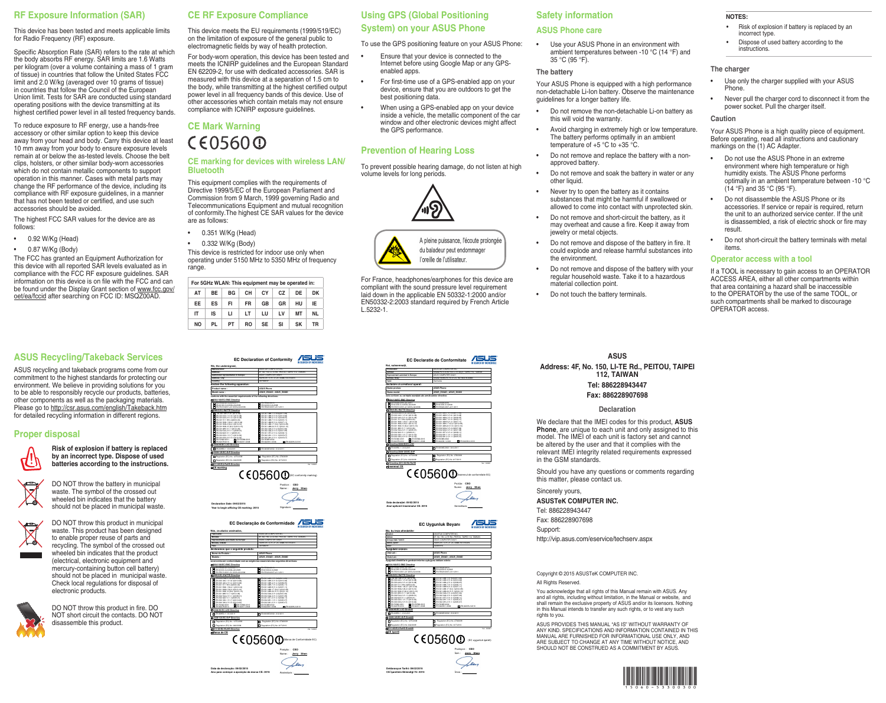## RF Exposure Information (SAR)

This device has been tested and meets applicable limits for Radio Frequency (RF) exposure.

Specific Absorption Rate (SAR) refers to the rate at which the body absorbs RF energy. SAR limits are 1.6 Watts per kilogram (over a volume containing a mass of 1 gram of tissue) in countries that follow the United States FCC limit and 2.0 W/kg (averaged over 10 grams of tissue) in countries that follow the Council of the European Union limit. Tests for SAR are conducted using standard operating positions with the device transmitting at its highest certified power level in all tested frequency bands.

To reduce exposure to RF energy, use a hands-free accessory or other similar option to keep this device away from your head and body. Carry this device at least 10 mm away from your body to ensure exposure levels remain at or below the as-tested levels. Choose the belt clips, holsters, or other similar body-worn accessories which do not contain metallic components to support operation in this manner. Cases with metal parts may change the RF performance of the device, including its compliance with RF exposure guidelines, in a manner that has not been tested or certified, and use such accessories should be avoided.

The highest FCC SAR values for the device are as follows:

- 0.92 W/Kg (Head)
- 0.87 W/Kg (Body)

The FCC has granted an Equipment Authorization for this device with all reported SAR levels evaluated as in compliance with the FCC RF exposure guidelines. SAR information on this device is on file with the FCC and can be found under the Display Grant section of www.fcc.gov/oet/ea/fccid after searching on FCC ID: MSQZ00AD.

## CE RF Exposure Compliance

This device meets the EU requirements (1999/519/EC) on the limitation of exposure of the general public to electromagnetic fields by way of health protection.

For body-worn operation, this device has been tested and meets the ICNIRP guidelines and the European Standard EN 62209-2, for use with dedicated accessories. SAR is measured with this device at a separation of 1.5 cm to the body, while transmitting at the highest certified output power level in all frequency bands of this device. Use of other accessories which contain metals may not ensure compliance with ICNIRP exposure guidelines.

## CE Mark Warning

CE0560 ⓘ

### CE marking for devices with wireless LAN/ Bluetooth

This equipment complies with the requirements of Directive 1999/5/EC of the European Parliament and Commission from 9 March, 1999 governing Radio and Telecommunications Equipment and mutual recognition of conformity.The highest CE SAR values for the device are as follows:

- 0.351 W/Kg (Head)
- 0.332 W/Kg (Body)

This device is restricted for indoor use only when operating under 5150 MHz to 5350 MHz of frequency range.

| For 5GHz WLAN: This equipment may be operated in: | | | | | | | |
|---|---|---|---|---|---|---|---|
| AT | BE | BG | CH | CY | CZ | DE | DK |
| EE | ES | FI | FR | GB | GR | HU | IE |
| IT | IS | LI | LT | LU | LV | MT | NL |
| NO | PL | PT | RO | SE | SI | SK | TR |

## Using GPS (Global Positioning System) on your ASUS Phone

To use the GPS positioning feature on your ASUS Phone:

- Ensure that your device is connected to the Internet before using Google Map or any GPS-enabled apps.
- For first-time use of a GPS-enabled app on your device, ensure that you are outdoors to get the best positioning data.
- When using a GPS-enabled app on your device inside a vehicle, the metallic component of the car window and other electronic devices might affect the GPS performance.

## Prevention of Hearing Loss

To prevent possible hearing damage, do not listen at high volume levels for long periods.

A pleine puissance, l'écoute prolongée du baladeur peut endommager l'oreille de l'utilisateur.

For France, headphones/earphones for this device are compliant with the sound pressure level requirement laid down in the applicable EN 50332-1:2000 and/or EN50332-2:2003 standard required by French Article L.5232-1.

## Safety information

### ASUS Phone care

- Use your ASUS Phone in an environment with ambient temperatures between -10 °C (14 °F) and 35 °C (95 °F).

### The battery

Your ASUS Phone is equipped with a high performance non-detachable Li-Ion battery. Observe the maintenance guidelines for a longer battery life.

- Do not remove the non-detachable Li-on battery as this will void the warranty.
- Avoid charging in extremely high or low temperature. The battery performs optimally in an ambient temperature of +5 °C to +35 °C.
- Do not remove and replace the battery with a non-approved battery.
- Do not remove and soak the battery in water or any other liquid.
- Never try to open the battery as it contains substances that might be harmful if swallowed or allowed to come into contact with unprotected skin.
- Do not remove and short-circuit the battery, as it may overheat and cause a fire. Keep it away from jewelry or metal objects.
- Do not remove and dispose of the battery in fire. It could explode and release harmful substances into the environment.
- Do not remove and dispose of the battery with your regular household waste. Take it to a hazardous material collection point.
- Do not touch the battery terminals.

**NOTES:**

- Risk of explosion if battery is replaced by an incorrect type.
- Dispose of used battery according to the instructions.

### The charger

- Use only the charger supplied with your ASUS Phone.
- Never pull the charger cord to disconnect it from the power socket. Pull the charger itself.

### Caution

Your ASUS Phone is a high quality piece of equipment. Before operating, read all instructions and cautionary markings on the (1) AC Adapter.

- Do not use the ASUS Phone in an extreme environment where high temperature or high humidity exists. The ASUS Phone performs optimally in an ambient temperature between -10 °C (14 °F) and 35 °C (95 °F).
- Do not disassemble the ASUS Phone or its accessories. If service or repair is required, return the unit to an authorized service center. If the unit is disassembled, a risk of electric shock or fire may result.
- Do not short-circuit the battery terminals with metal items.

### Operator access with a tool

If a TOOL is necessary to gain access to an OPERATOR ACCESS AREA, either all other compartments within that area containing a hazard shall be inaccessible to the OPERATOR by the use of the same TOOL, or such compartments shall be marked to discourage OPERATOR access.

## ASUS Recycling/Takeback Services

ASUS recycling and takeback programs come from our commitment to the highest standards for protecting our environment. We believe in providing solutions for you to be able to responsibly recycle our products, batteries, other components as well as the packaging materials. Please go to http://csr.asus.com/english/Takeback.htm for detailed recycling information in different regions.

## Proper disposal

**Risk of explosion if battery is replaced by an incorrect type. Dispose of used batteries according to the instructions.**

DO NOT throw the battery in municipal waste. The symbol of the crossed out wheeled bin indicates that the battery should not be placed in municipal waste.

DO NOT throw this product in municipal waste. This product has been designed to enable proper reuse of parts and recycling. The symbol of the crossed out wheeled bin indicates that the product (electrical, electronic equipment and mercury-containing button cell battery) should not be placed in municipal waste. Check local regulations for disposal of electronic products.

DO NOT throw this product in fire. DO NOT short circuit the contacts. DO NOT disassemble this product.

**EC Declaration of Conformity**

Declaration Date: 09/02/2015
Year to begin affixing CE marking: 2015

Position: CEO
Name: Jerry Shen

**EC Declarație de Conformitate**

Data declarației: 09/02/2015
Anul aplicării marcajului CE: 2015

Poziție: CEO
Nume: Jerry Shen

**EC Declaração de Conformidade**

Data da declaração: 09/02/2015
Ano para começar a aposição da marca CE: 2015

Posição: CEO
Nome: Jerry Shen

**EC Uygunluk Beyanı**

Deklarasyon Tarihi: 09/02/2015
CE İşaretinin Eklendiği Yıl: 2015

Pozisyon: CEO
İsim: Jerry Shen

**ASUS**

**Address: 4F, No. 150, LI-TE Rd., PEITOU, TAIPEI 112, TAIWAN**

**Tel: 886228943447**

**Fax: 886228907698**

### Declaration

We declare that the IMEI codes for this product, **ASUS Phone**, are unique to each unit and only assigned to this model. The IMEI of each unit is factory set and cannot be altered by the user and that it complies with the relevant IMEI integrity related requirements expressed in the GSM standards.

Should you have any questions or comments regarding this matter, please contact us.

Sincerely yours,

**ASUSTeK COMPUTER INC.**

Tel: 886228943447

Fax: 886228907698

Support:

http://vip.asus.com/eservice/techserv.aspx

Copyright © 2015 ASUSTeK COMPUTER INC.

All Rights Reserved.

You acknowledge that all rights of this Manual remain with ASUS. Any and all rights, including without limitation, in the Manual or website, and shall remain the exclusive property of ASUS and/or its licensors. Nothing in this Manual intends to transfer any such rights, or to vest any such rights to you.

ASUS PROVIDES THIS MANUAL "AS IS" WITHOUT WARRANTY OF ANY KIND. SPECIFICATIONS AND INFORMATION CONTAINED IN THIS MANUAL ARE FURNISHED FOR INFORMATIONAL USE ONLY, AND ARE SUBJECT TO CHANGE AT ANY TIME WITHOUT NOTICE, AND SHOULD NOT BE CONSTRUED AS A COMMITMENT BY ASUS.

15060-53300300